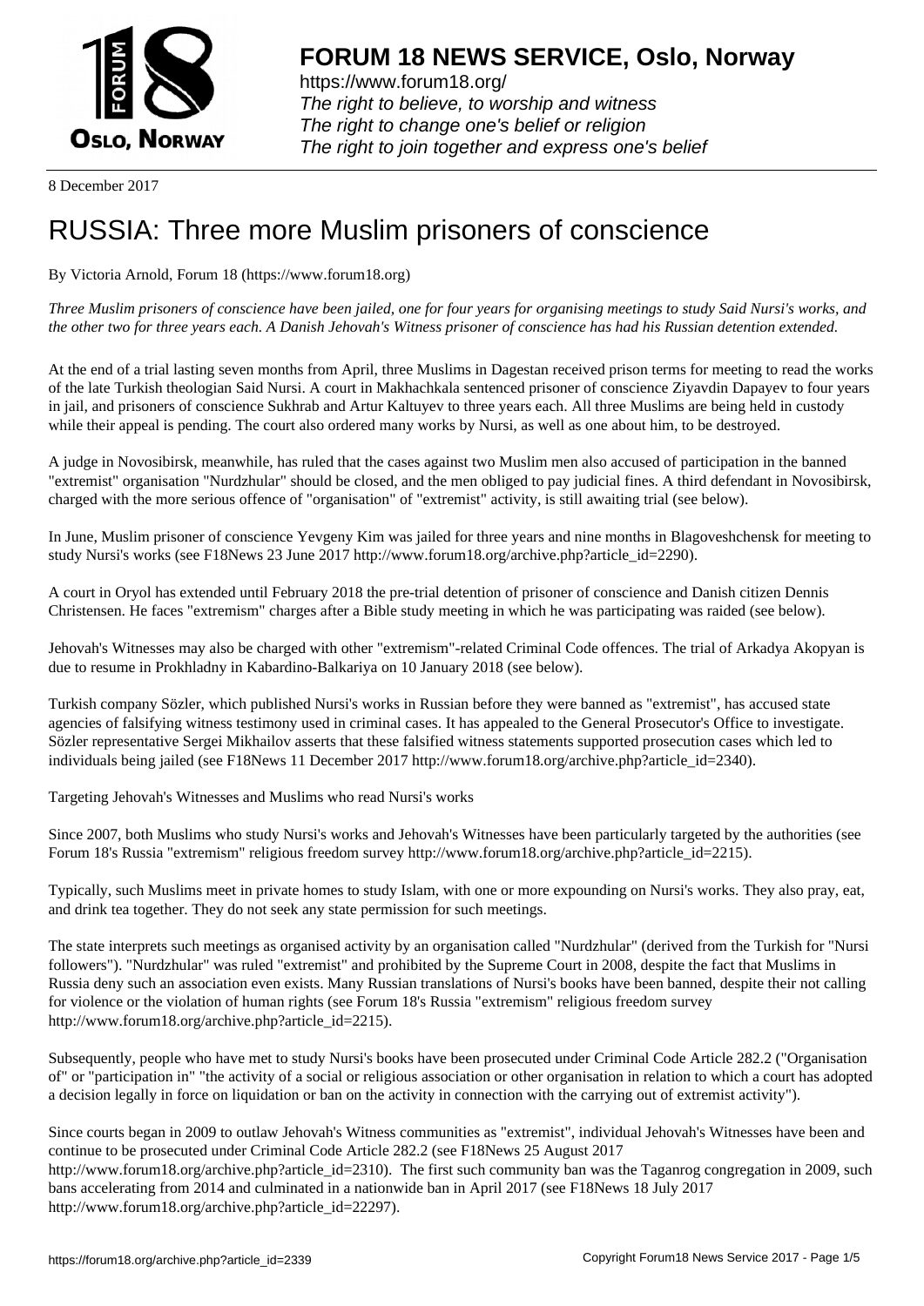# FORUM 18 NEWS SERVICE, Oslo, Norway

https://www.forum18.org/
*The right to believe, to worship and witness*
*The right to change one's belief or religion*
*The right to join together and express one's belief*

8 December 2017

# RUSSIA: Three more Muslim prisoners of conscience

By Victoria Arnold, Forum 18 (https://www.forum18.org)

*Three Muslim prisoners of conscience have been jailed, one for four years for organising meetings to study Said Nursi's works, and the other two for three years each. A Danish Jehovah's Witness prisoner of conscience has had his Russian detention extended.*

At the end of a trial lasting seven months from April, three Muslims in Dagestan received prison terms for meeting to read the works of the late Turkish theologian Said Nursi. A court in Makhachkala sentenced prisoner of conscience Ziyavdin Dapayev to four years in jail, and prisoners of conscience Sukhrab and Artur Kaltuyev to three years each. All three Muslims are being held in custody while their appeal is pending. The court also ordered many works by Nursi, as well as one about him, to be destroyed.

A judge in Novosibirsk, meanwhile, has ruled that the cases against two Muslim men also accused of participation in the banned "extremist" organisation "Nurdzhular" should be closed, and the men obliged to pay judicial fines. A third defendant in Novosibirsk, charged with the more serious offence of "organisation" of "extremist" activity, is still awaiting trial (see below).

In June, Muslim prisoner of conscience Yevgeny Kim was jailed for three years and nine months in Blagoveshchensk for meeting to study Nursi's works (see F18News 23 June 2017 http://www.forum18.org/archive.php?article_id=2290).

A court in Oryol has extended until February 2018 the pre-trial detention of prisoner of conscience and Danish citizen Dennis Christensen. He faces "extremism" charges after a Bible study meeting in which he was participating was raided (see below).

Jehovah's Witnesses may also be charged with other "extremism"-related Criminal Code offences. The trial of Arkadya Akopyan is due to resume in Prokhladny in Kabardino-Balkariya on 10 January 2018 (see below).

Turkish company Sözler, which published Nursi's works in Russian before they were banned as "extremist", has accused state agencies of falsifying witness testimony used in criminal cases. It has appealed to the General Prosecutor's Office to investigate. Sözler representative Sergei Mikhailov asserts that these falsified witness statements supported prosecution cases which led to individuals being jailed (see F18News 11 December 2017 http://www.forum18.org/archive.php?article_id=2340).

## Targeting Jehovah's Witnesses and Muslims who read Nursi's works

Since 2007, both Muslims who study Nursi's works and Jehovah's Witnesses have been particularly targeted by the authorities (see Forum 18's Russia "extremism" religious freedom survey http://www.forum18.org/archive.php?article_id=2215).

Typically, such Muslims meet in private homes to study Islam, with one or more expounding on Nursi's works. They also pray, eat, and drink tea together. They do not seek any state permission for such meetings.

The state interprets such meetings as organised activity by an organisation called "Nurdzhular" (derived from the Turkish for "Nursi followers"). "Nurdzhular" was ruled "extremist" and prohibited by the Supreme Court in 2008, despite the fact that Muslims in Russia deny such an association even exists. Many Russian translations of Nursi's books have been banned, despite their not calling for violence or the violation of human rights (see Forum 18's Russia "extremism" religious freedom survey http://www.forum18.org/archive.php?article_id=2215).

Subsequently, people who have met to study Nursi's books have been prosecuted under Criminal Code Article 282.2 ("Organisation of" or "participation in" "the activity of a social or religious association or other organisation in relation to which a court has adopted a decision legally in force on liquidation or ban on the activity in connection with the carrying out of extremist activity").

Since courts began in 2009 to outlaw Jehovah's Witness communities as "extremist", individual Jehovah's Witnesses have been and continue to be prosecuted under Criminal Code Article 282.2 (see F18News 25 August 2017 http://www.forum18.org/archive.php?article_id=2310). The first such community ban was the Taganrog congregation in 2009, such bans accelerating from 2014 and culminated in a nationwide ban in April 2017 (see F18News 18 July 2017 http://www.forum18.org/archive.php?article_id=22297).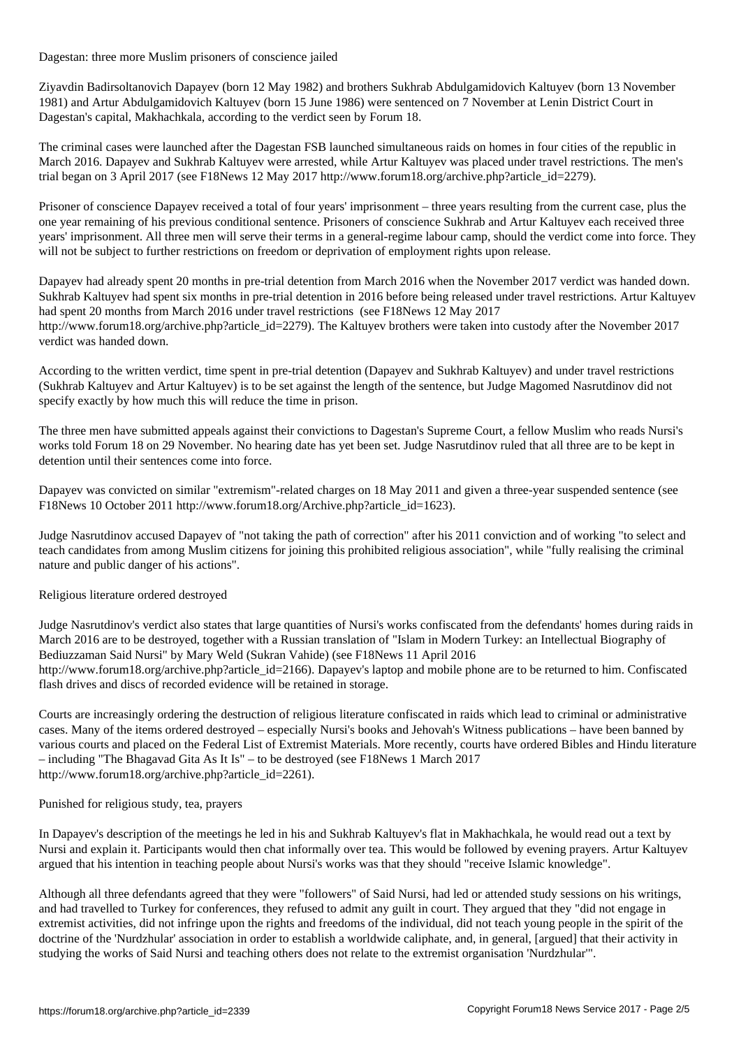## Dagestan: three more Muslim prisoners of conscience jailed

Ziyavdin Badirsoltanovich Dapayev (born 12 May 1982) and brothers Sukhrab Abdulgamidovich Kaltuyev (born 13 November 1981) and Artur Abdulgamidovich Kaltuyev (born 15 June 1986) were sentenced on 7 November at Lenin District Court in Dagestan's capital, Makhachkala, according to the verdict seen by Forum 18.

The criminal cases were launched after the Dagestan FSB launched simultaneous raids on homes in four cities of the republic in March 2016. Dapayev and Sukhrab Kaltuyev were arrested, while Artur Kaltuyev was placed under travel restrictions. The men's trial began on 3 April 2017 (see F18News 12 May 2017 http://www.forum18.org/archive.php?article_id=2279).

Prisoner of conscience Dapayev received a total of four years' imprisonment – three years resulting from the current case, plus the one year remaining of his previous conditional sentence. Prisoners of conscience Sukhrab and Artur Kaltuyev each received three years' imprisonment. All three men will serve their terms in a general-regime labour camp, should the verdict come into force. They will not be subject to further restrictions on freedom or deprivation of employment rights upon release.

Dapayev had already spent 20 months in pre-trial detention from March 2016 when the November 2017 verdict was handed down. Sukhrab Kaltuyev had spent six months in pre-trial detention in 2016 before being released under travel restrictions. Artur Kaltuyev had spent 20 months from March 2016 under travel restrictions (see F18News 12 May 2017 http://www.forum18.org/archive.php?article_id=2279). The Kaltuyev brothers were taken into custody after the November 2017 verdict was handed down.

According to the written verdict, time spent in pre-trial detention (Dapayev and Sukhrab Kaltuyev) and under travel restrictions (Sukhrab Kaltuyev and Artur Kaltuyev) is to be set against the length of the sentence, but Judge Magomed Nasrutdinov did not specify exactly by how much this will reduce the time in prison.

The three men have submitted appeals against their convictions to Dagestan's Supreme Court, a fellow Muslim who reads Nursi's works told Forum 18 on 29 November. No hearing date has yet been set. Judge Nasrutdinov ruled that all three are to be kept in detention until their sentences come into force.

Dapayev was convicted on similar "extremism"-related charges on 18 May 2011 and given a three-year suspended sentence (see F18News 10 October 2011 http://www.forum18.org/Archive.php?article_id=1623).

Judge Nasrutdinov accused Dapayev of "not taking the path of correction" after his 2011 conviction and of working "to select and teach candidates from among Muslim citizens for joining this prohibited religious association", while "fully realising the criminal nature and public danger of his actions".

### Religious literature ordered destroyed

Judge Nasrutdinov's verdict also states that large quantities of Nursi's works confiscated from the defendants' homes during raids in March 2016 are to be destroyed, together with a Russian translation of "Islam in Modern Turkey: an Intellectual Biography of Bediuzzaman Said Nursi" by Mary Weld (Sukran Vahide) (see F18News 11 April 2016 http://www.forum18.org/archive.php?article_id=2166). Dapayev's laptop and mobile phone are to be returned to him. Confiscated flash drives and discs of recorded evidence will be retained in storage.

Courts are increasingly ordering the destruction of religious literature confiscated in raids which lead to criminal or administrative cases. Many of the items ordered destroyed – especially Nursi's books and Jehovah's Witness publications – have been banned by various courts and placed on the Federal List of Extremist Materials. More recently, courts have ordered Bibles and Hindu literature – including "The Bhagavad Gita As It Is" – to be destroyed (see F18News 1 March 2017 http://www.forum18.org/archive.php?article_id=2261).

### Punished for religious study, tea, prayers

In Dapayev's description of the meetings he led in his and Sukhrab Kaltuyev's flat in Makhachkala, he would read out a text by Nursi and explain it. Participants would then chat informally over tea. This would be followed by evening prayers. Artur Kaltuyev argued that his intention in teaching people about Nursi's works was that they should "receive Islamic knowledge".

Although all three defendants agreed that they were "followers" of Said Nursi, had led or attended study sessions on his writings, and had travelled to Turkey for conferences, they refused to admit any guilt in court. They argued that they "did not engage in extremist activities, did not infringe upon the rights and freedoms of the individual, did not teach young people in the spirit of the doctrine of the 'Nurdzhular' association in order to establish a worldwide caliphate, and, in general, [argued] that their activity in studying the works of Said Nursi and teaching others does not relate to the extremist organisation 'Nurdzhular'".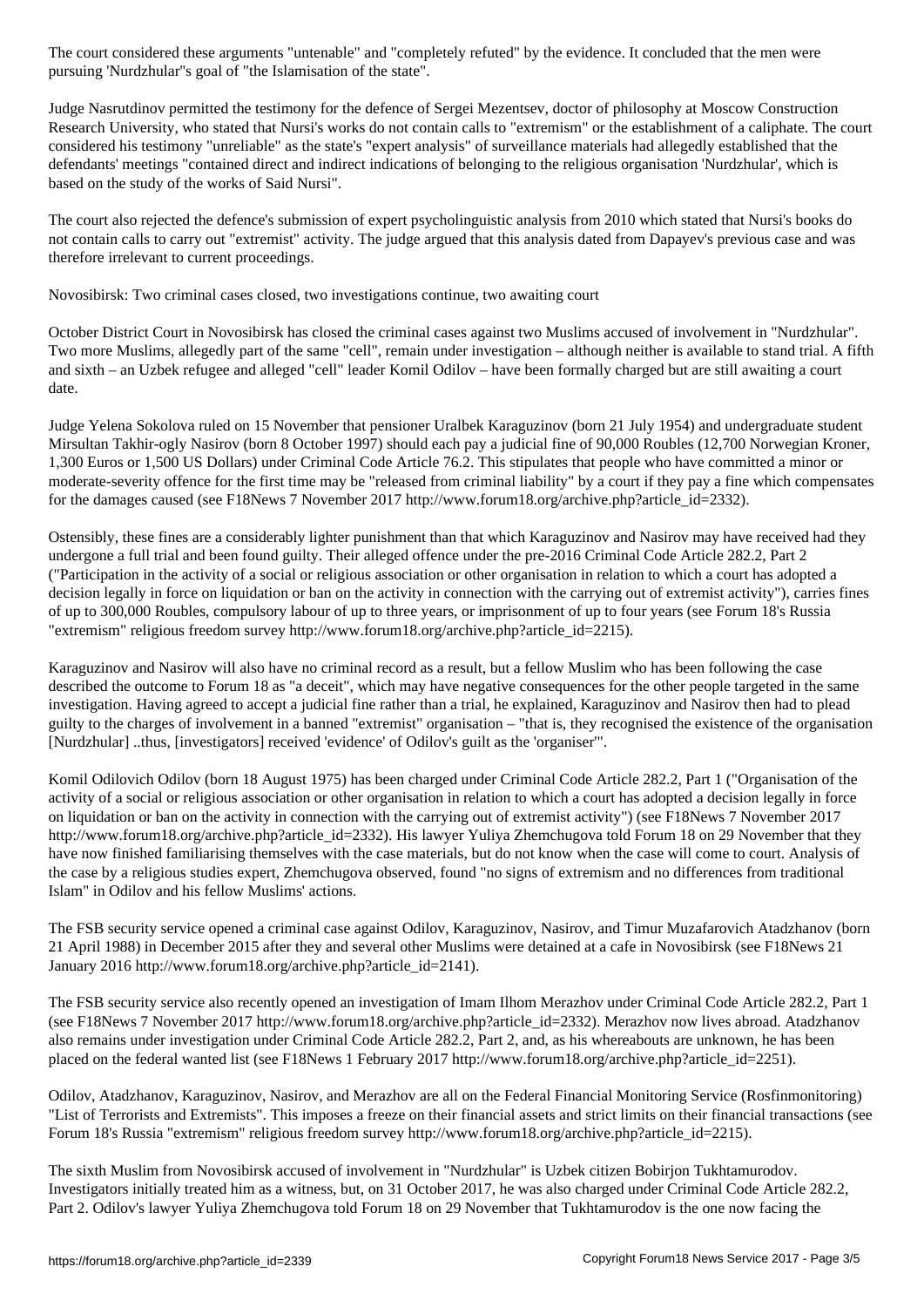The court considered these arguments "untenable" and "completely refuted" by the evidence. It concluded that the men were pursuing 'Nurdzhular''s goal of "the Islamisation of the state".

Judge Nasrutdinov permitted the testimony for the defence of Sergei Mezentsev, doctor of philosophy at Moscow Construction Research University, who stated that Nursi's works do not contain calls to "extremism" or the establishment of a caliphate. The court considered his testimony "unreliable" as the state's "expert analysis" of surveillance materials had allegedly established that the defendants' meetings "contained direct and indirect indications of belonging to the religious organisation 'Nurdzhular', which is based on the study of the works of Said Nursi".

The court also rejected the defence's submission of expert psycholinguistic analysis from 2010 which stated that Nursi's books do not contain calls to carry out "extremist" activity. The judge argued that this analysis dated from Dapayev's previous case and was therefore irrelevant to current proceedings.

## Novosibirsk: Two criminal cases closed, two investigations continue, two awaiting court

October District Court in Novosibirsk has closed the criminal cases against two Muslims accused of involvement in "Nurdzhular". Two more Muslims, allegedly part of the same "cell", remain under investigation – although neither is available to stand trial. A fifth and sixth – an Uzbek refugee and alleged "cell" leader Komil Odilov – have been formally charged but are still awaiting a court date.

Judge Yelena Sokolova ruled on 15 November that pensioner Uralbek Karaguzinov (born 21 July 1954) and undergraduate student Mirsultan Takhir-ogly Nasirov (born 8 October 1997) should each pay a judicial fine of 90,000 Roubles (12,700 Norwegian Kroner, 1,300 Euros or 1,500 US Dollars) under Criminal Code Article 76.2. This stipulates that people who have committed a minor or moderate-severity offence for the first time may be "released from criminal liability" by a court if they pay a fine which compensates for the damages caused (see F18News 7 November 2017 http://www.forum18.org/archive.php?article_id=2332).

Ostensibly, these fines are a considerably lighter punishment than that which Karaguzinov and Nasirov may have received had they undergone a full trial and been found guilty. Their alleged offence under the pre-2016 Criminal Code Article 282.2, Part 2 ("Participation in the activity of a social or religious association or other organisation in relation to which a court has adopted a decision legally in force on liquidation or ban on the activity in connection with the carrying out of extremist activity"), carries fines of up to 300,000 Roubles, compulsory labour of up to three years, or imprisonment of up to four years (see Forum 18's Russia "extremism" religious freedom survey http://www.forum18.org/archive.php?article_id=2215).

Karaguzinov and Nasirov will also have no criminal record as a result, but a fellow Muslim who has been following the case described the outcome to Forum 18 as "a deceit", which may have negative consequences for the other people targeted in the same investigation. Having agreed to accept a judicial fine rather than a trial, he explained, Karaguzinov and Nasirov then had to plead guilty to the charges of involvement in a banned "extremist" organisation – "that is, they recognised the existence of the organisation [Nurdzhular] ..thus, [investigators] received 'evidence' of Odilov's guilt as the 'organiser'".

Komil Odilovich Odilov (born 18 August 1975) has been charged under Criminal Code Article 282.2, Part 1 ("Organisation of the activity of a social or religious association or other organisation in relation to which a court has adopted a decision legally in force on liquidation or ban on the activity in connection with the carrying out of extremist activity") (see F18News 7 November 2017 http://www.forum18.org/archive.php?article_id=2332). His lawyer Yuliya Zhemchugova told Forum 18 on 29 November that they have now finished familiarising themselves with the case materials, but do not know when the case will come to court. Analysis of the case by a religious studies expert, Zhemchugova observed, found "no signs of extremism and no differences from traditional Islam" in Odilov and his fellow Muslims' actions.

The FSB security service opened a criminal case against Odilov, Karaguzinov, Nasirov, and Timur Muzafarovich Atadzhanov (born 21 April 1988) in December 2015 after they and several other Muslims were detained at a cafe in Novosibirsk (see F18News 21 January 2016 http://www.forum18.org/archive.php?article_id=2141).

The FSB security service also recently opened an investigation of Imam Ilhom Merazhov under Criminal Code Article 282.2, Part 1 (see F18News 7 November 2017 http://www.forum18.org/archive.php?article_id=2332). Merazhov now lives abroad. Atadzhanov also remains under investigation under Criminal Code Article 282.2, Part 2, and, as his whereabouts are unknown, he has been placed on the federal wanted list (see F18News 1 February 2017 http://www.forum18.org/archive.php?article_id=2251).

Odilov, Atadzhanov, Karaguzinov, Nasirov, and Merazhov are all on the Federal Financial Monitoring Service (Rosfinmonitoring) "List of Terrorists and Extremists". This imposes a freeze on their financial assets and strict limits on their financial transactions (see Forum 18's Russia "extremism" religious freedom survey http://www.forum18.org/archive.php?article_id=2215).

The sixth Muslim from Novosibirsk accused of involvement in "Nurdzhular" is Uzbek citizen Bobirjon Tukhtamurodov. Investigators initially treated him as a witness, but, on 31 October 2017, he was also charged under Criminal Code Article 282.2, Part 2. Odilov's lawyer Yuliya Zhemchugova told Forum 18 on 29 November that Tukhtamurodov is the one now facing the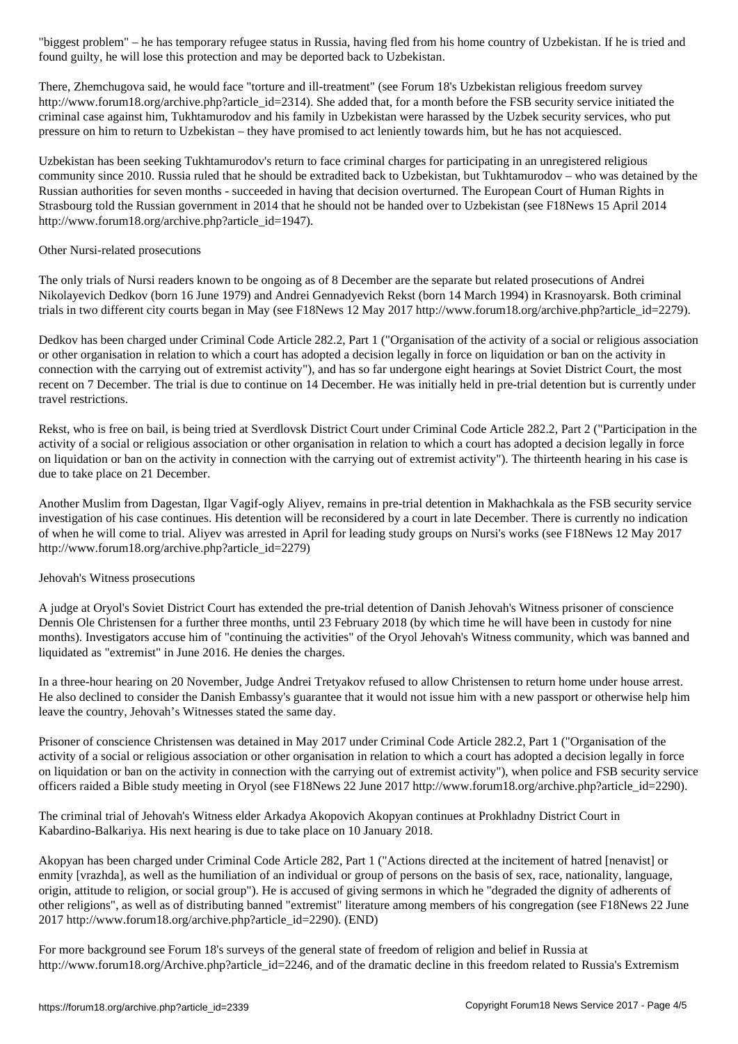"biggest problem" – he has temporary refugee status in Russia, having fled from his home country of Uzbekistan. If he is tried and found guilty, he will lose this protection and may be deported back to Uzbekistan.

There, Zhemchugova said, he would face "torture and ill-treatment" (see Forum 18's Uzbekistan religious freedom survey http://www.forum18.org/archive.php?article_id=2314). She added that, for a month before the FSB security service initiated the criminal case against him, Tukhtamurodov and his family in Uzbekistan were harassed by the Uzbek security services, who put pressure on him to return to Uzbekistan – they have promised to act leniently towards him, but he has not acquiesced.

Uzbekistan has been seeking Tukhtamurodov's return to face criminal charges for participating in an unregistered religious community since 2010. Russia ruled that he should be extradited back to Uzbekistan, but Tukhtamurodov – who was detained by the Russian authorities for seven months - succeeded in having that decision overturned. The European Court of Human Rights in Strasbourg told the Russian government in 2014 that he should not be handed over to Uzbekistan (see F18News 15 April 2014 http://www.forum18.org/archive.php?article_id=1947).

Other Nursi-related prosecutions

The only trials of Nursi readers known to be ongoing as of 8 December are the separate but related prosecutions of Andrei Nikolayevich Dedkov (born 16 June 1979) and Andrei Gennadyevich Rekst (born 14 March 1994) in Krasnoyarsk. Both criminal trials in two different city courts began in May (see F18News 12 May 2017 http://www.forum18.org/archive.php?article_id=2279).

Dedkov has been charged under Criminal Code Article 282.2, Part 1 ("Organisation of the activity of a social or religious association or other organisation in relation to which a court has adopted a decision legally in force on liquidation or ban on the activity in connection with the carrying out of extremist activity"), and has so far undergone eight hearings at Soviet District Court, the most recent on 7 December. The trial is due to continue on 14 December. He was initially held in pre-trial detention but is currently under travel restrictions.

Rekst, who is free on bail, is being tried at Sverdlovsk District Court under Criminal Code Article 282.2, Part 2 ("Participation in the activity of a social or religious association or other organisation in relation to which a court has adopted a decision legally in force on liquidation or ban on the activity in connection with the carrying out of extremist activity"). The thirteenth hearing in his case is due to take place on 21 December.

Another Muslim from Dagestan, Ilgar Vagif-ogly Aliyev, remains in pre-trial detention in Makhachkala as the FSB security service investigation of his case continues. His detention will be reconsidered by a court in late December. There is currently no indication of when he will come to trial. Aliyev was arrested in April for leading study groups on Nursi's works (see F18News 12 May 2017 http://www.forum18.org/archive.php?article_id=2279)

Jehovah's Witness prosecutions

A judge at Oryol's Soviet District Court has extended the pre-trial detention of Danish Jehovah's Witness prisoner of conscience Dennis Ole Christensen for a further three months, until 23 February 2018 (by which time he will have been in custody for nine months). Investigators accuse him of "continuing the activities" of the Oryol Jehovah's Witness community, which was banned and liquidated as "extremist" in June 2016. He denies the charges.

In a three-hour hearing on 20 November, Judge Andrei Tretyakov refused to allow Christensen to return home under house arrest. He also declined to consider the Danish Embassy's guarantee that it would not issue him with a new passport or otherwise help him leave the country, Jehovah's Witnesses stated the same day.

Prisoner of conscience Christensen was detained in May 2017 under Criminal Code Article 282.2, Part 1 ("Organisation of the activity of a social or religious association or other organisation in relation to which a court has adopted a decision legally in force on liquidation or ban on the activity in connection with the carrying out of extremist activity"), when police and FSB security service officers raided a Bible study meeting in Oryol (see F18News 22 June 2017 http://www.forum18.org/archive.php?article_id=2290).

The criminal trial of Jehovah's Witness elder Arkadya Akopovich Akopyan continues at Prokhladny District Court in Kabardino-Balkariya. His next hearing is due to take place on 10 January 2018.

Akopyan has been charged under Criminal Code Article 282, Part 1 ("Actions directed at the incitement of hatred [nenavist] or enmity [vrazhda], as well as the humiliation of an individual or group of persons on the basis of sex, race, nationality, language, origin, attitude to religion, or social group"). He is accused of giving sermons in which he "degraded the dignity of adherents of other religions", as well as of distributing banned "extremist" literature among members of his congregation (see F18News 22 June 2017 http://www.forum18.org/archive.php?article_id=2290). (END)

For more background see Forum 18's surveys of the general state of freedom of religion and belief in Russia at http://www.forum18.org/Archive.php?article_id=2246, and of the dramatic decline in this freedom related to Russia's Extremism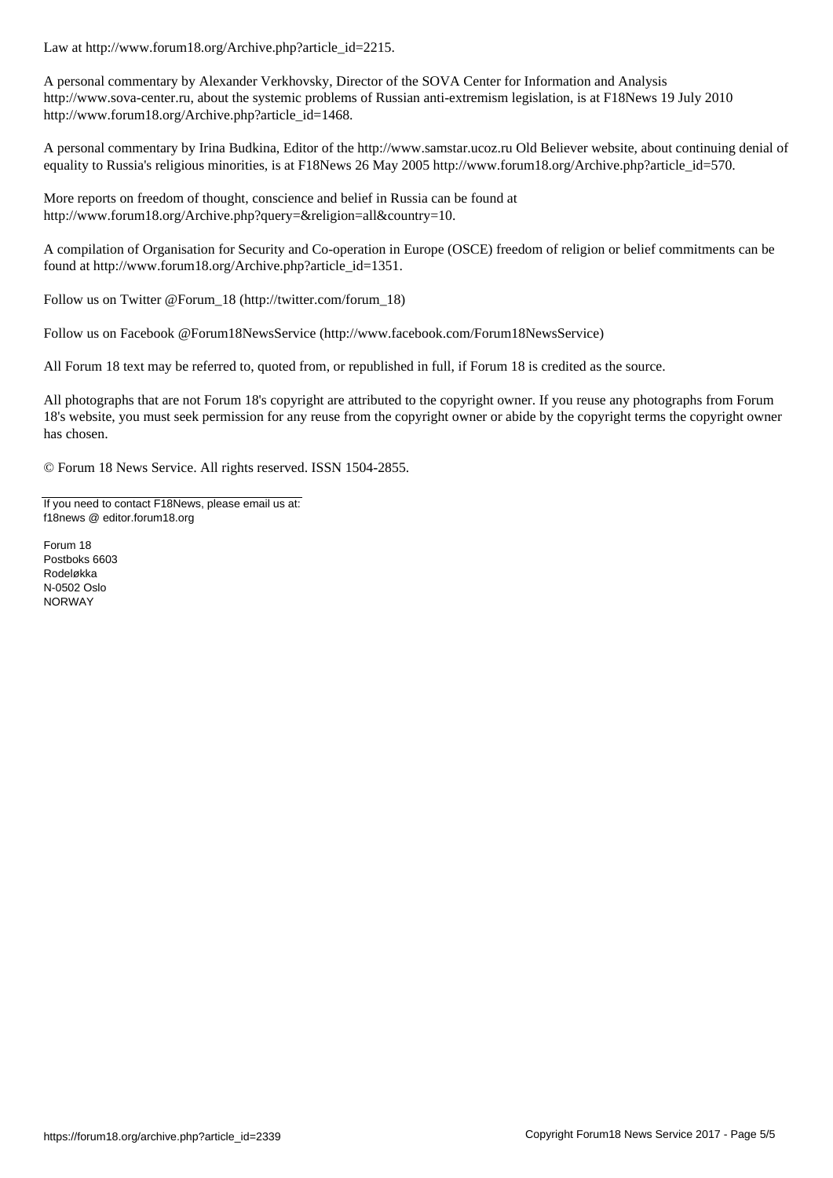Law at http://www.forum18.org/Archive.php?article_id=2215.

A personal commentary by Alexander Verkhovsky, Director of the SOVA Center for Information and Analysis http://www.sova-center.ru, about the systemic problems of Russian anti-extremism legislation, is at F18News 19 July 2010 http://www.forum18.org/Archive.php?article_id=1468.

A personal commentary by Irina Budkina, Editor of the http://www.samstar.ucoz.ru Old Believer website, about continuing denial of equality to Russia's religious minorities, is at F18News 26 May 2005 http://www.forum18.org/Archive.php?article_id=570.

More reports on freedom of thought, conscience and belief in Russia can be found at http://www.forum18.org/Archive.php?query=&religion=all&country=10.

A compilation of Organisation for Security and Co-operation in Europe (OSCE) freedom of religion or belief commitments can be found at http://www.forum18.org/Archive.php?article_id=1351.

Follow us on Twitter @Forum_18 (http://twitter.com/forum_18)

Follow us on Facebook @Forum18NewsService (http://www.facebook.com/Forum18NewsService)

All Forum 18 text may be referred to, quoted from, or republished in full, if Forum 18 is credited as the source.

All photographs that are not Forum 18's copyright are attributed to the copyright owner. If you reuse any photographs from Forum 18's website, you must seek permission for any reuse from the copyright owner or abide by the copyright terms the copyright owner has chosen.

© Forum 18 News Service. All rights reserved. ISSN 1504-2855.

If you need to contact F18News, please email us at:
f18news @ editor.forum18.org

Forum 18
Postboks 6603
Rodeløkka
N-0502 Oslo
NORWAY